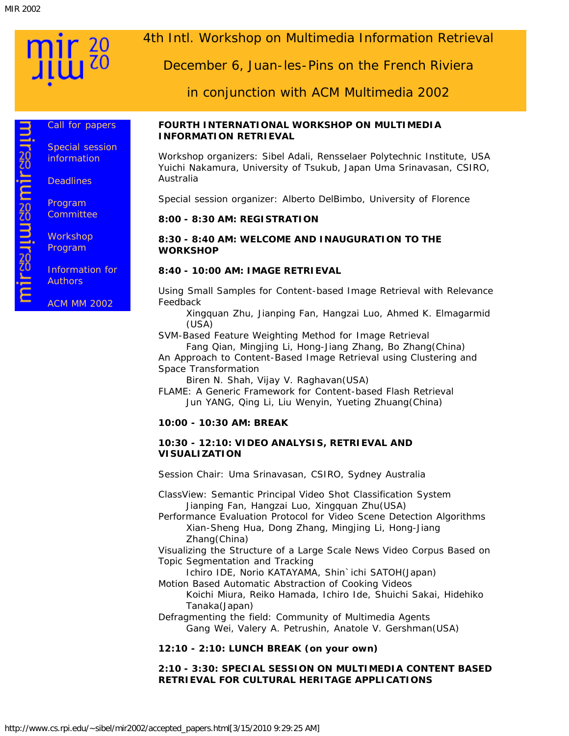4th Intl. Workshop on Multimedia Information Retrieval

December 6, Juan-les-Pins on the French Riviera

in conjunction with ACM Multimedia 2002

- Call for papers
- Special session information
- Deadlines
- Program Committee
- Workshop Program
- Information for Authors
- ACM MM 2002

**FOURTH INTERNATIONAL WORKSHOP ON MULTIMEDIA INFORMATION RETRIEVAL**

Workshop organizers: Sibel Adali, Rensselaer Polytechnic Institute, USA Yuichi Nakamura, University of Tsukub, Japan Uma Srinavasan, CSIRO, Australia

Special session organizer: Alberto DelBimbo, University of Florence

**8:00 - 8:30 AM: REGISTRATION**

**8:30 - 8:40 AM: WELCOME AND INAUGURATION TO THE WORKSHOP**

**8:40 - 10:00 AM: IMAGE RETRIEVAL**

Using Small Samples for Content-based Image Retrieval with Relevance Feedback
  Xingquan Zhu, Jianping Fan, Hangzai Luo, Ahmed K. Elmagarmid (USA)

SVM-Based Feature Weighting Method for Image Retrieval
  Fang Qian, Mingjing Li, Hong-Jiang Zhang, Bo Zhang(China)

An Approach to Content-Based Image Retrieval using Clustering and Space Transformation
  Biren N. Shah, Vijay V. Raghavan(USA)

FLAME: A Generic Framework for Content-based Flash Retrieval
  Jun YANG, Qing Li, Liu Wenyin, Yueting Zhuang(China)

**10:00 - 10:30 AM: BREAK**

**10:30 - 12:10: VIDEO ANALYSIS, RETRIEVAL AND VISUALIZATION**

Session Chair: Uma Srinavasan, CSIRO, Sydney Australia

ClassView: Semantic Principal Video Shot Classification System
  Jianping Fan, Hangzai Luo, Xingquan Zhu(USA)

Performance Evaluation Protocol for Video Scene Detection Algorithms
  Xian-Sheng Hua, Dong Zhang, Mingjing Li, Hong-Jiang Zhang(China)

Visualizing the Structure of a Large Scale News Video Corpus Based on Topic Segmentation and Tracking
  Ichiro IDE, Norio KATAYAMA, Shin`ichi SATOH(Japan)

Motion Based Automatic Abstraction of Cooking Videos
  Koichi Miura, Reiko Hamada, Ichiro Ide, Shuichi Sakai, Hidehiko Tanaka(Japan)

Defragmenting the field: Community of Multimedia Agents
  Gang Wei, Valery A. Petrushin, Anatole V. Gershman(USA)

**12:10 - 2:10: LUNCH BREAK (on your own)**

**2:10 - 3:30: SPECIAL SESSION ON MULTIMEDIA CONTENT BASED RETRIEVAL FOR CULTURAL HERITAGE APPLICATIONS**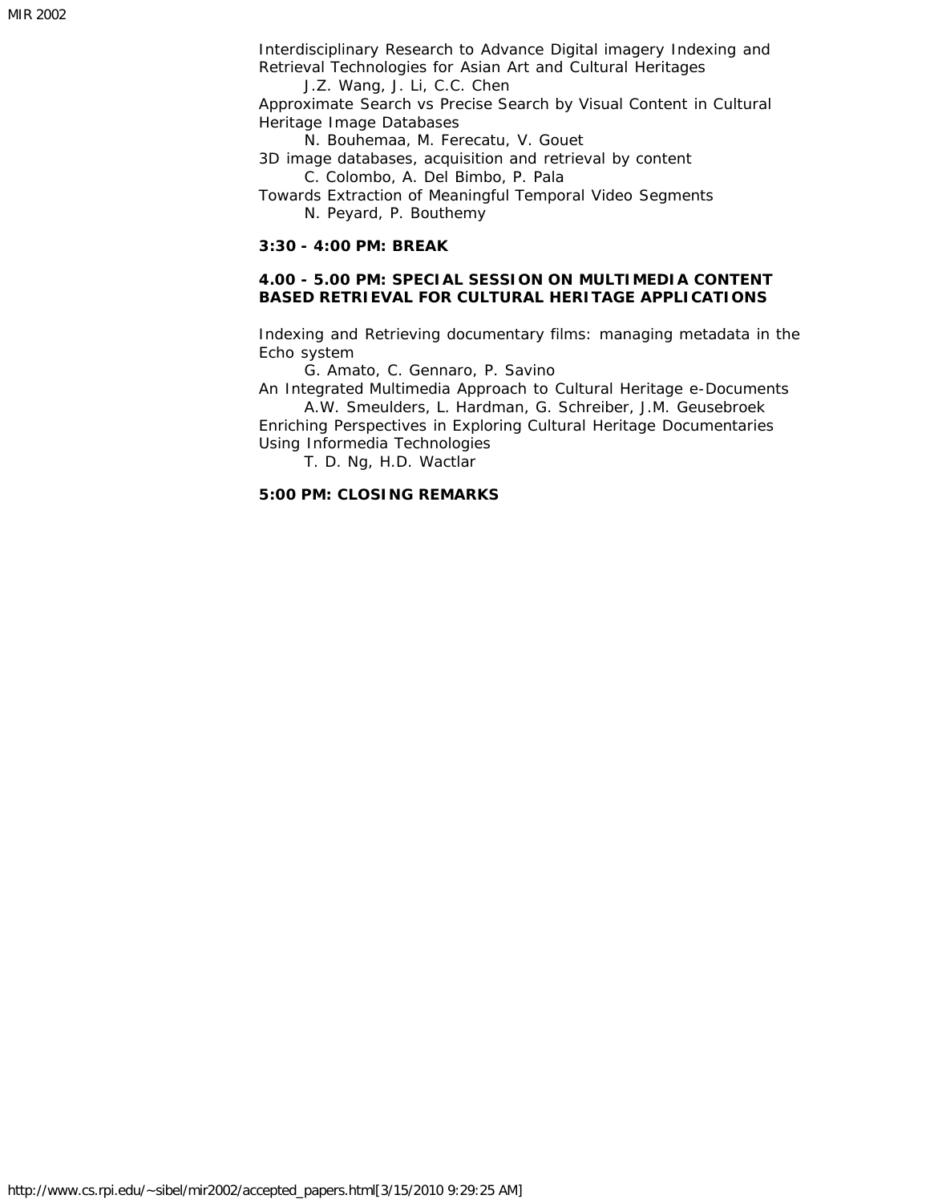Interdisciplinary Research to Advance Digital imagery Indexing and Retrieval Technologies for Asian Art and Cultural Heritages
J.Z. Wang, J. Li, C.C. Chen

Approximate Search vs Precise Search by Visual Content in Cultural Heritage Image Databases
N. Bouhemaa, M. Ferecatu, V. Gouet

3D image databases, acquisition and retrieval by content
C. Colombo, A. Del Bimbo, P. Pala

Towards Extraction of Meaningful Temporal Video Segments
N. Peyard, P. Bouthemy

**3:30 - 4:00 PM: BREAK**

**4.00 - 5.00 PM: SPECIAL SESSION ON MULTIMEDIA CONTENT BASED RETRIEVAL FOR CULTURAL HERITAGE APPLICATIONS**

Indexing and Retrieving documentary films: managing metadata in the Echo system
G. Amato, C. Gennaro, P. Savino

An Integrated Multimedia Approach to Cultural Heritage e-Documents
A.W. Smeulders, L. Hardman, G. Schreiber, J.M. Geusebroek

Enriching Perspectives in Exploring Cultural Heritage Documentaries Using Informedia Technologies
T. D. Ng, H.D. Wactlar

**5:00 PM: CLOSING REMARKS**